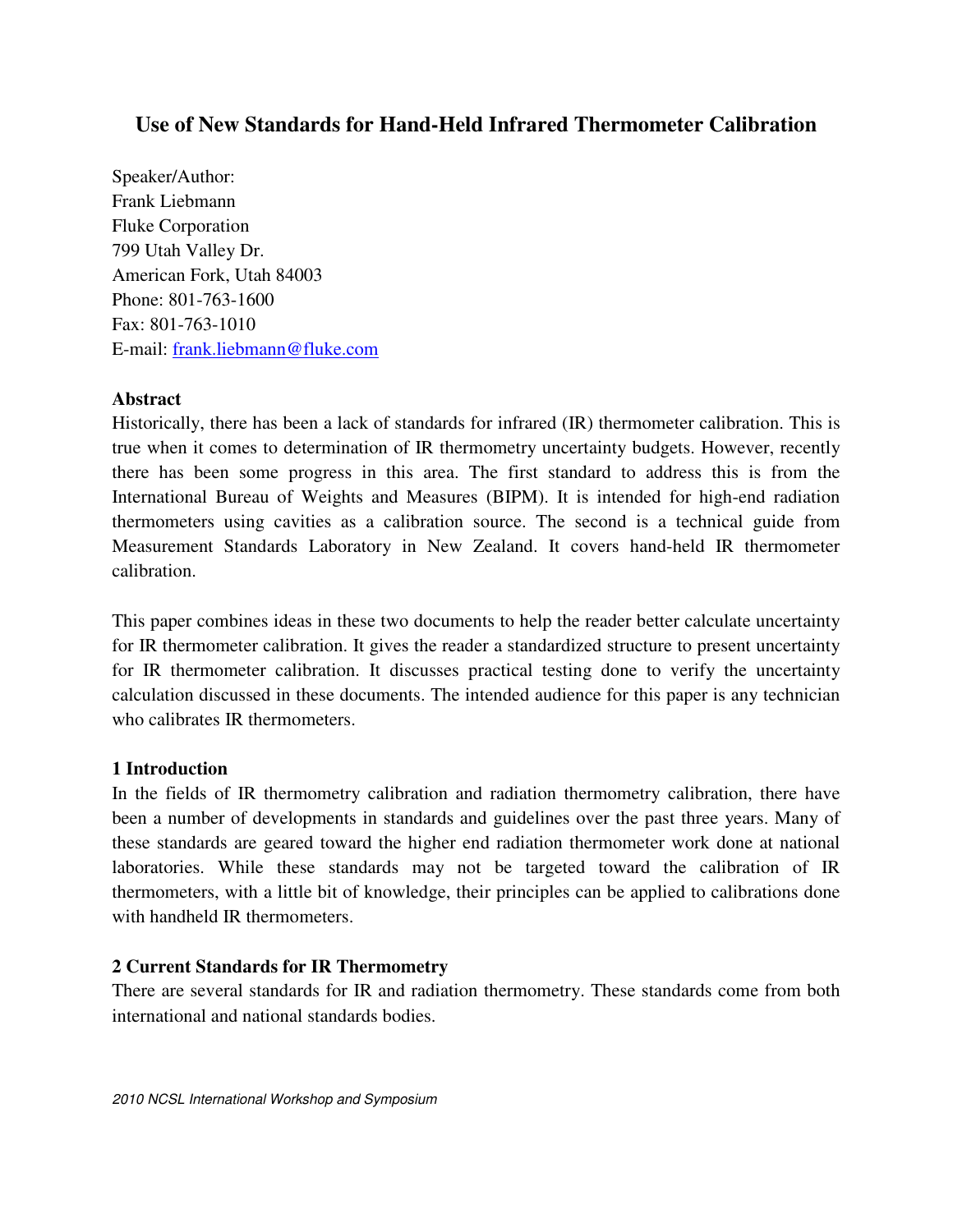# Use of New Standards for Hand-Held Infrared Thermometer Calibration

Speaker/Author:
Frank Liebmann
Fluke Corporation
799 Utah Valley Dr.
American Fork, Utah 84003
Phone: 801-763-1600
Fax: 801-763-1010
E-mail: frank.liebmann@fluke.com

## Abstract

Historically, there has been a lack of standards for infrared (IR) thermometer calibration. This is true when it comes to determination of IR thermometry uncertainty budgets. However, recently there has been some progress in this area. The first standard to address this is from the International Bureau of Weights and Measures (BIPM). It is intended for high-end radiation thermometers using cavities as a calibration source. The second is a technical guide from Measurement Standards Laboratory in New Zealand. It covers hand-held IR thermometer calibration.

This paper combines ideas in these two documents to help the reader better calculate uncertainty for IR thermometer calibration. It gives the reader a standardized structure to present uncertainty for IR thermometer calibration. It discusses practical testing done to verify the uncertainty calculation discussed in these documents. The intended audience for this paper is any technician who calibrates IR thermometers.

## 1 Introduction

In the fields of IR thermometry calibration and radiation thermometry calibration, there have been a number of developments in standards and guidelines over the past three years. Many of these standards are geared toward the higher end radiation thermometer work done at national laboratories. While these standards may not be targeted toward the calibration of IR thermometers, with a little bit of knowledge, their principles can be applied to calibrations done with handheld IR thermometers.

## 2 Current Standards for IR Thermometry

There are several standards for IR and radiation thermometry. These standards come from both international and national standards bodies.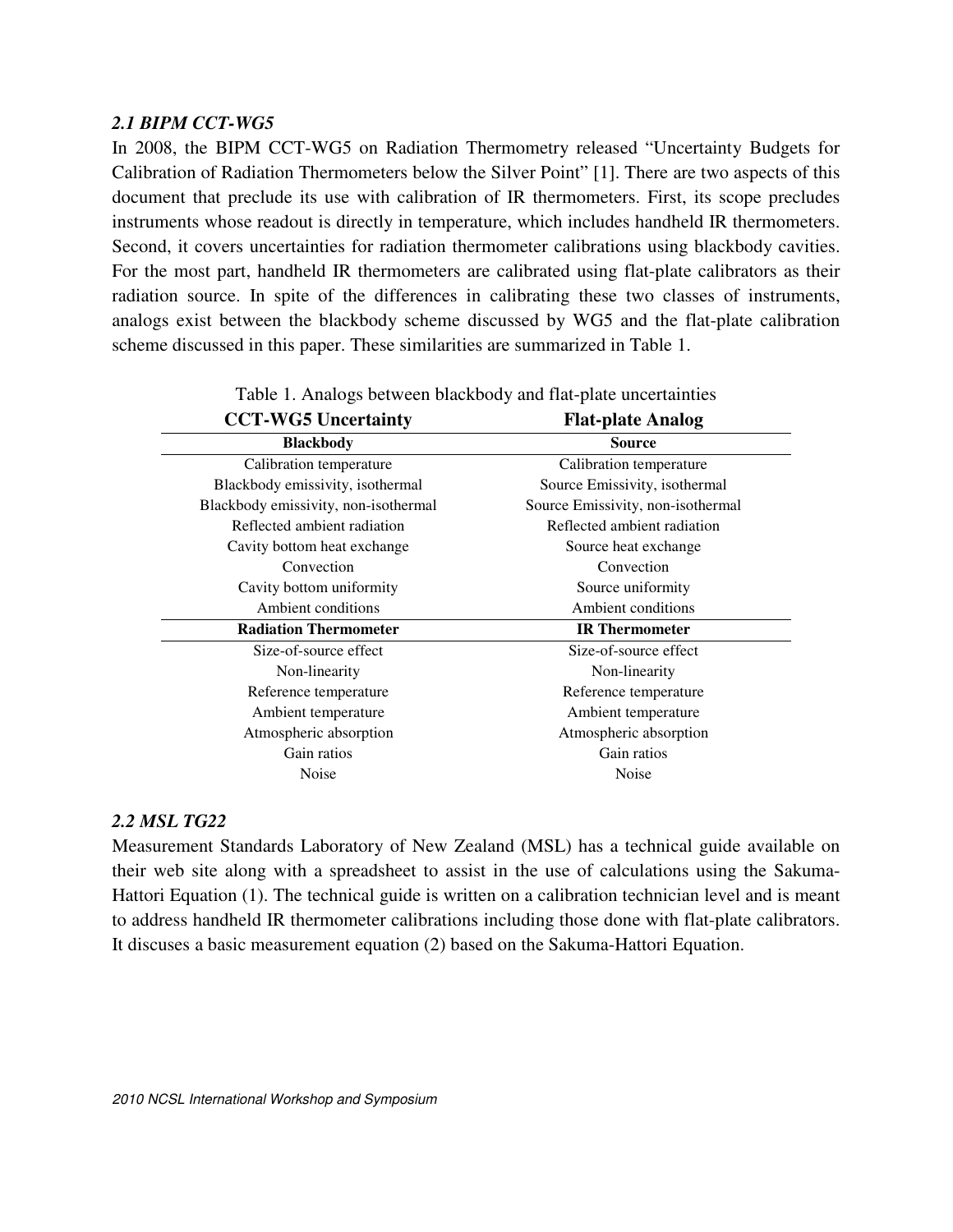### *2.1 BIPM CCT-WG5*

In 2008, the BIPM CCT-WG5 on Radiation Thermometry released "Uncertainty Budgets for Calibration of Radiation Thermometers below the Silver Point" [1]. There are two aspects of this document that preclude its use with calibration of IR thermometers. First, its scope precludes instruments whose readout is directly in temperature, which includes handheld IR thermometers. Second, it covers uncertainties for radiation thermometer calibrations using blackbody cavities. For the most part, handheld IR thermometers are calibrated using flat-plate calibrators as their radiation source. In spite of the differences in calibrating these two classes of instruments, analogs exist between the blackbody scheme discussed by WG5 and the flat-plate calibration scheme discussed in this paper. These similarities are summarized in Table 1.

Table 1. Analogs between blackbody and flat-plate uncertainties

| CCT-WG5 Uncertainty | Flat-plate Analog |
|---|---|
| **Blackbody** | **Source** |
| Calibration temperature | Calibration temperature |
| Blackbody emissivity, isothermal | Source Emissivity, isothermal |
| Blackbody emissivity, non-isothermal | Source Emissivity, non-isothermal |
| Reflected ambient radiation | Reflected ambient radiation |
| Cavity bottom heat exchange | Source heat exchange |
| Convection | Convection |
| Cavity bottom uniformity | Source uniformity |
| Ambient conditions | Ambient conditions |
| **Radiation Thermometer** | **IR Thermometer** |
| Size-of-source effect | Size-of-source effect |
| Non-linearity | Non-linearity |
| Reference temperature | Reference temperature |
| Ambient temperature | Ambient temperature |
| Atmospheric absorption | Atmospheric absorption |
| Gain ratios | Gain ratios |
| Noise | Noise |

### *2.2 MSL TG22*

Measurement Standards Laboratory of New Zealand (MSL) has a technical guide available on their web site along with a spreadsheet to assist in the use of calculations using the Sakuma-Hattori Equation (1). The technical guide is written on a calibration technician level and is meant to address handheld IR thermometer calibrations including those done with flat-plate calibrators. It discuses a basic measurement equation (2) based on the Sakuma-Hattori Equation.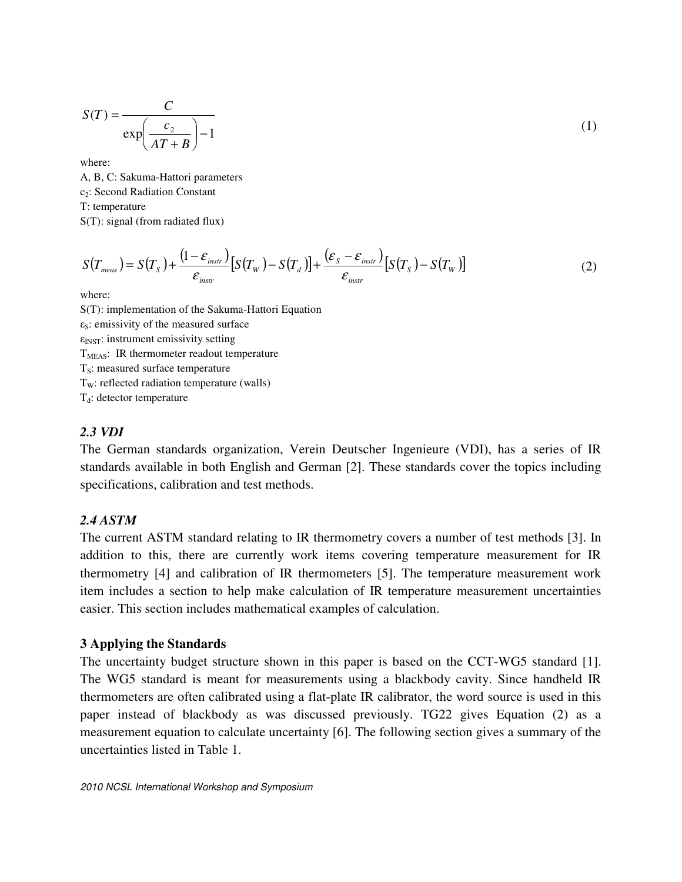$$S(T) = \frac{C}{\exp\left(\frac{c_2}{AT + B}\right) - 1} \tag{1}$$

where:
A, B, C: Sakuma-Hattori parameters
$c_2$: Second Radiation Constant
T: temperature
S(T): signal (from radiated flux)

$$S(T_{meas}) = S(T_S) + \frac{(1 - \varepsilon_{instr})}{\varepsilon_{instr}}\left[S(T_W) - S(T_d)\right] + \frac{(\varepsilon_S - \varepsilon_{instr})}{\varepsilon_{instr}}\left[S(T_S) - S(T_W)\right] \tag{2}$$

where:
S(T): implementation of the Sakuma-Hattori Equation
$\varepsilon_S$: emissivity of the measured surface
$\varepsilon_{INST}$: instrument emissivity setting
$T_{MEAS}$: IR thermometer readout temperature
$T_S$: measured surface temperature
$T_W$: reflected radiation temperature (walls)
$T_d$: detector temperature

### *2.3 VDI*

The German standards organization, Verein Deutscher Ingenieure (VDI), has a series of IR standards available in both English and German [2]. These standards cover the topics including specifications, calibration and test methods.

### *2.4 ASTM*

The current ASTM standard relating to IR thermometry covers a number of test methods [3]. In addition to this, there are currently work items covering temperature measurement for IR thermometry [4] and calibration of IR thermometers [5]. The temperature measurement work item includes a section to help make calculation of IR temperature measurement uncertainties easier. This section includes mathematical examples of calculation.

## 3 Applying the Standards

The uncertainty budget structure shown in this paper is based on the CCT-WG5 standard [1]. The WG5 standard is meant for measurements using a blackbody cavity. Since handheld IR thermometers are often calibrated using a flat-plate IR calibrator, the word source is used in this paper instead of blackbody as was discussed previously. TG22 gives Equation (2) as a measurement equation to calculate uncertainty [6]. The following section gives a summary of the uncertainties listed in Table 1.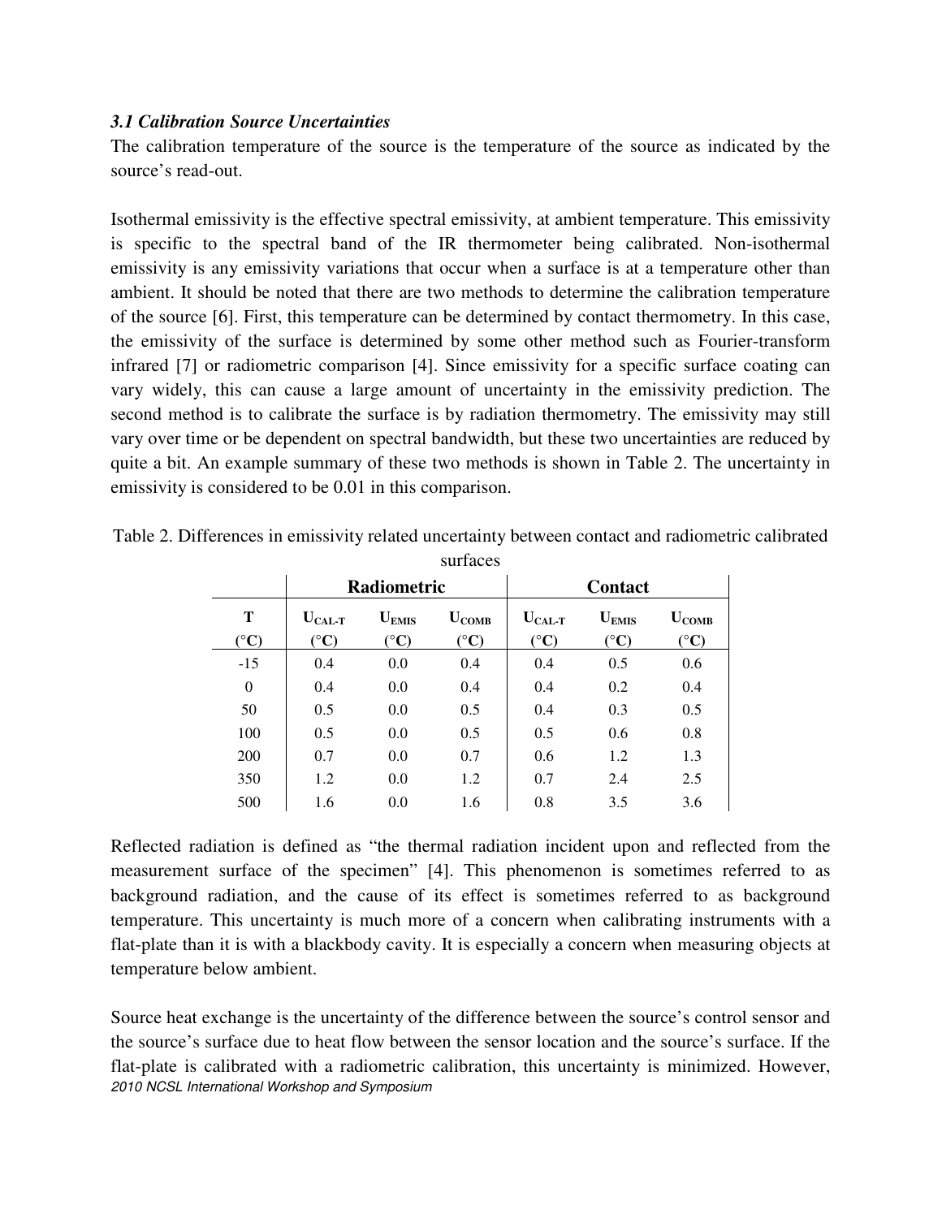### *3.1 Calibration Source Uncertainties*

The calibration temperature of the source is the temperature of the source as indicated by the source's read-out.

Isothermal emissivity is the effective spectral emissivity, at ambient temperature. This emissivity is specific to the spectral band of the IR thermometer being calibrated. Non-isothermal emissivity is any emissivity variations that occur when a surface is at a temperature other than ambient. It should be noted that there are two methods to determine the calibration temperature of the source [6]. First, this temperature can be determined by contact thermometry. In this case, the emissivity of the surface is determined by some other method such as Fourier-transform infrared [7] or radiometric comparison [4]. Since emissivity for a specific surface coating can vary widely, this can cause a large amount of uncertainty in the emissivity prediction. The second method is to calibrate the surface is by radiation thermometry. The emissivity may still vary over time or be dependent on spectral bandwidth, but these two uncertainties are reduced by quite a bit. An example summary of these two methods is shown in Table 2. The uncertainty in emissivity is considered to be 0.01 in this comparison.

Table 2. Differences in emissivity related uncertainty between contact and radiometric calibrated surfaces

| | Radiometric | | | Contact | | |
|---|---|---|---|---|---|---|
| T (°C) | $U_{CAL-T}$ (°C) | $U_{EMIS}$ (°C) | $U_{COMB}$ (°C) | $U_{CAL-T}$ (°C) | $U_{EMIS}$ (°C) | $U_{COMB}$ (°C) |
| -15 | 0.4 | 0.0 | 0.4 | 0.4 | 0.5 | 0.6 |
| 0 | 0.4 | 0.0 | 0.4 | 0.4 | 0.2 | 0.4 |
| 50 | 0.5 | 0.0 | 0.5 | 0.4 | 0.3 | 0.5 |
| 100 | 0.5 | 0.0 | 0.5 | 0.5 | 0.6 | 0.8 |
| 200 | 0.7 | 0.0 | 0.7 | 0.6 | 1.2 | 1.3 |
| 350 | 1.2 | 0.0 | 1.2 | 0.7 | 2.4 | 2.5 |
| 500 | 1.6 | 0.0 | 1.6 | 0.8 | 3.5 | 3.6 |

Reflected radiation is defined as "the thermal radiation incident upon and reflected from the measurement surface of the specimen" [4]. This phenomenon is sometimes referred to as background radiation, and the cause of its effect is sometimes referred to as background temperature. This uncertainty is much more of a concern when calibrating instruments with a flat-plate than it is with a blackbody cavity. It is especially a concern when measuring objects at temperature below ambient.

Source heat exchange is the uncertainty of the difference between the source's control sensor and the source's surface due to heat flow between the sensor location and the source's surface. If the flat-plate is calibrated with a radiometric calibration, this uncertainty is minimized. However,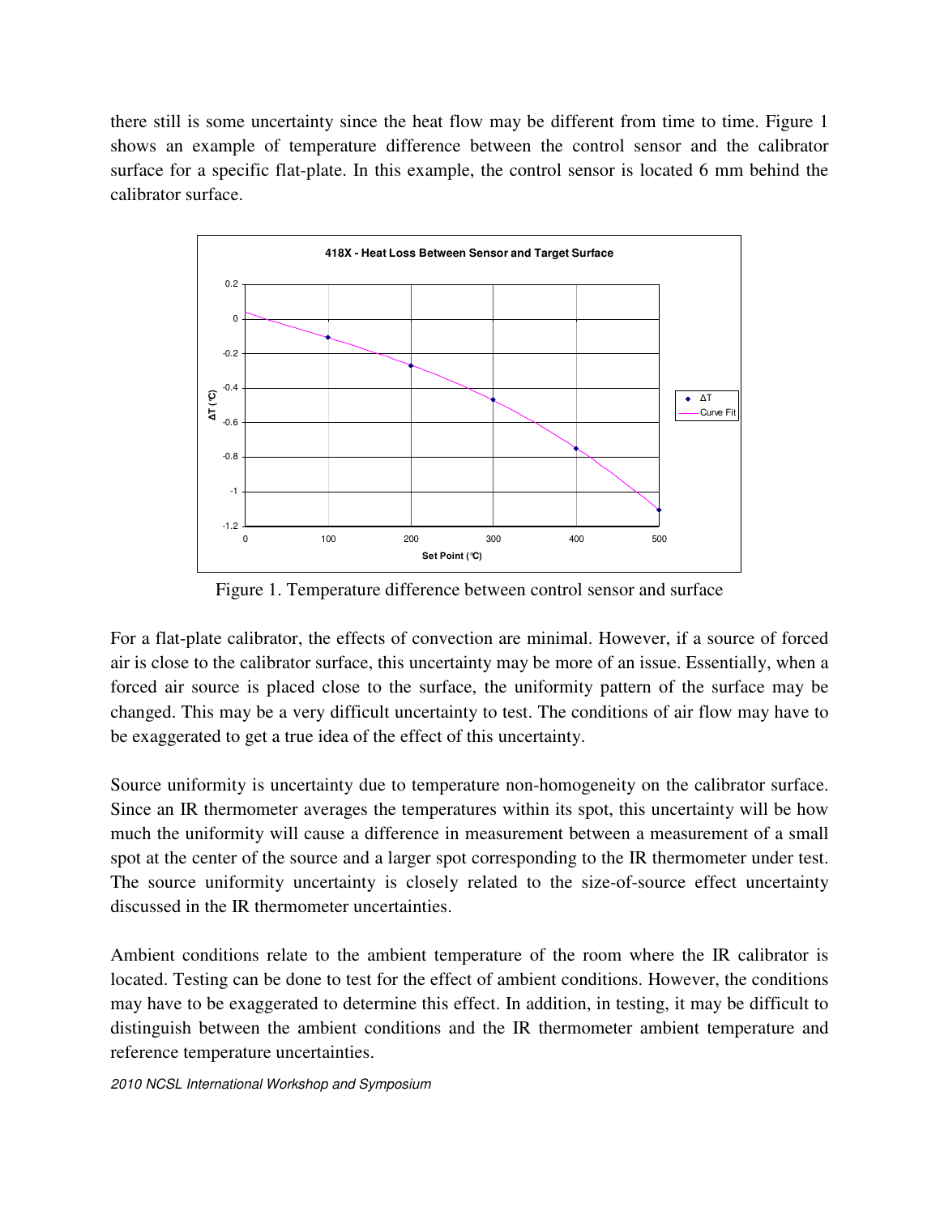there still is some uncertainty since the heat flow may be different from time to time. Figure 1 shows an example of temperature difference between the control sensor and the calibrator surface for a specific flat-plate. In this example, the control sensor is located 6 mm behind the calibrator surface.

Figure 1. Temperature difference between control sensor and surface

For a flat-plate calibrator, the effects of convection are minimal. However, if a source of forced air is close to the calibrator surface, this uncertainty may be more of an issue. Essentially, when a forced air source is placed close to the surface, the uniformity pattern of the surface may be changed. This may be a very difficult uncertainty to test. The conditions of air flow may have to be exaggerated to get a true idea of the effect of this uncertainty.

Source uniformity is uncertainty due to temperature non-homogeneity on the calibrator surface. Since an IR thermometer averages the temperatures within its spot, this uncertainty will be how much the uniformity will cause a difference in measurement between a measurement of a small spot at the center of the source and a larger spot corresponding to the IR thermometer under test. The source uniformity uncertainty is closely related to the size-of-source effect uncertainty discussed in the IR thermometer uncertainties.

Ambient conditions relate to the ambient temperature of the room where the IR calibrator is located. Testing can be done to test for the effect of ambient conditions. However, the conditions may have to be exaggerated to determine this effect. In addition, in testing, it may be difficult to distinguish between the ambient conditions and the IR thermometer ambient temperature and reference temperature uncertainties.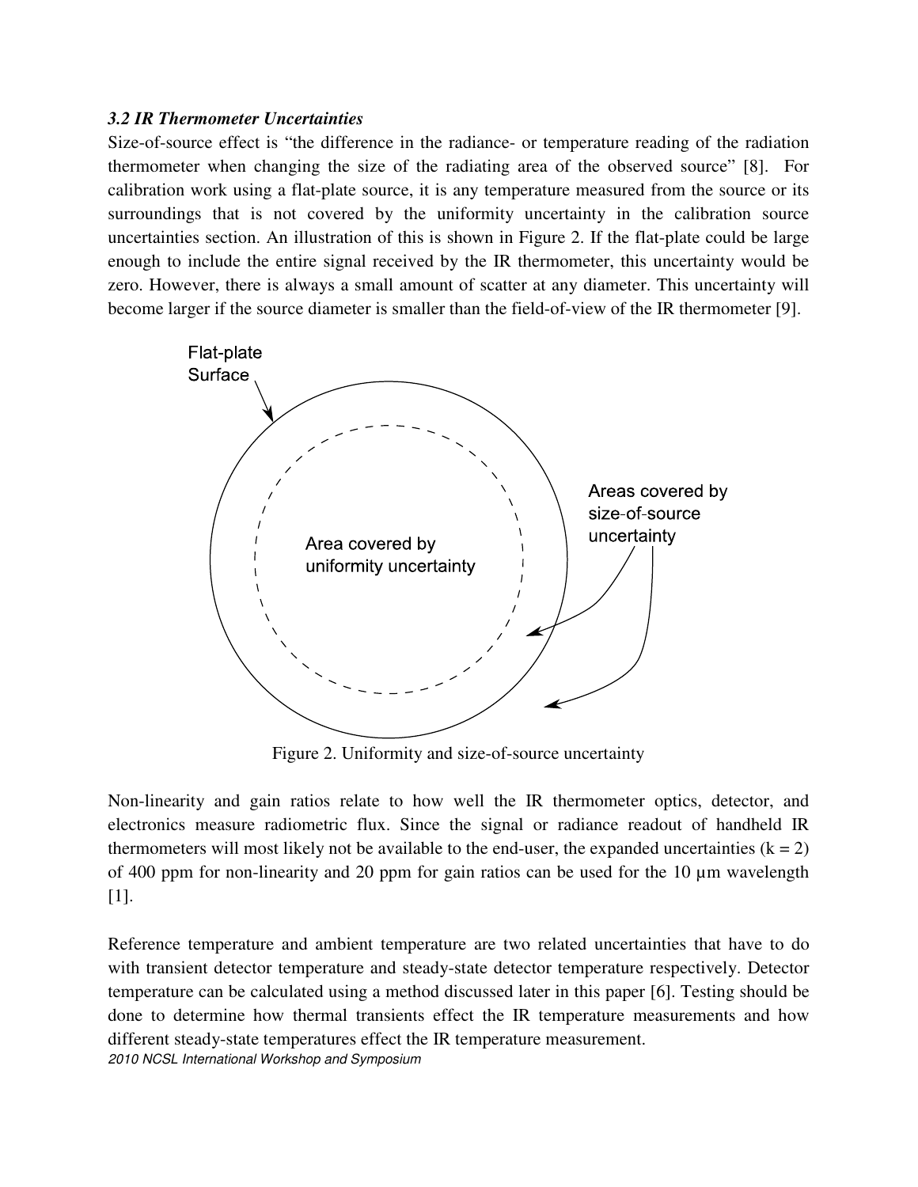### *3.2 IR Thermometer Uncertainties*

Size-of-source effect is "the difference in the radiance- or temperature reading of the radiation thermometer when changing the size of the radiating area of the observed source" [8]. For calibration work using a flat-plate source, it is any temperature measured from the source or its surroundings that is not covered by the uniformity uncertainty in the calibration source uncertainties section. An illustration of this is shown in Figure 2. If the flat-plate could be large enough to include the entire signal received by the IR thermometer, this uncertainty would be zero. However, there is always a small amount of scatter at any diameter. This uncertainty will become larger if the source diameter is smaller than the field-of-view of the IR thermometer [9].

Figure 2. Uniformity and size-of-source uncertainty

Non-linearity and gain ratios relate to how well the IR thermometer optics, detector, and electronics measure radiometric flux. Since the signal or radiance readout of handheld IR thermometers will most likely not be available to the end-user, the expanded uncertainties ($k = 2$) of 400 ppm for non-linearity and 20 ppm for gain ratios can be used for the 10 µm wavelength [1].

Reference temperature and ambient temperature are two related uncertainties that have to do with transient detector temperature and steady-state detector temperature respectively. Detector temperature can be calculated using a method discussed later in this paper [6]. Testing should be done to determine how thermal transients effect the IR temperature measurements and how different steady-state temperatures effect the IR temperature measurement.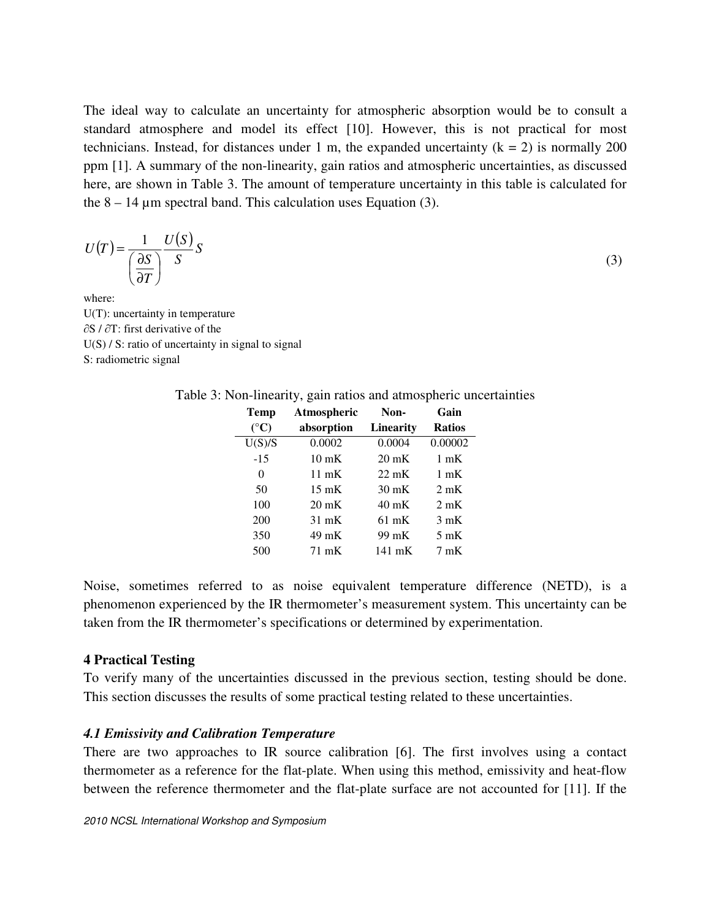The ideal way to calculate an uncertainty for atmospheric absorption would be to consult a standard atmosphere and model its effect [10]. However, this is not practical for most technicians. Instead, for distances under 1 m, the expanded uncertainty (k = 2) is normally 200 ppm [1]. A summary of the non-linearity, gain ratios and atmospheric uncertainties, as discussed here, are shown in Table 3. The amount of temperature uncertainty in this table is calculated for the 8 – 14 µm spectral band. This calculation uses Equation (3).

$$U(T) = \frac{1}{\left(\frac{\partial S}{\partial T}\right)} \frac{U(S)}{S} S \tag{3}$$

where:
U(T): uncertainty in temperature
∂S / ∂T: first derivative of the
U(S) / S: ratio of uncertainty in signal to signal
S: radiometric signal

Table 3: Non-linearity, gain ratios and atmospheric uncertainties

| Temp (°C) | Atmospheric absorption | Non-Linearity | Gain Ratios |
|---|---|---|---|
| U(S)/S | 0.0002 | 0.0004 | 0.00002 |
| -15 | 10 mK | 20 mK | 1 mK |
| 0 | 11 mK | 22 mK | 1 mK |
| 50 | 15 mK | 30 mK | 2 mK |
| 100 | 20 mK | 40 mK | 2 mK |
| 200 | 31 mK | 61 mK | 3 mK |
| 350 | 49 mK | 99 mK | 5 mK |
| 500 | 71 mK | 141 mK | 7 mK |

Noise, sometimes referred to as noise equivalent temperature difference (NETD), is a phenomenon experienced by the IR thermometer's measurement system. This uncertainty can be taken from the IR thermometer's specifications or determined by experimentation.

## 4 Practical Testing

To verify many of the uncertainties discussed in the previous section, testing should be done. This section discusses the results of some practical testing related to these uncertainties.

### *4.1 Emissivity and Calibration Temperature*

There are two approaches to IR source calibration [6]. The first involves using a contact thermometer as a reference for the flat-plate. When using this method, emissivity and heat-flow between the reference thermometer and the flat-plate surface are not accounted for [11]. If the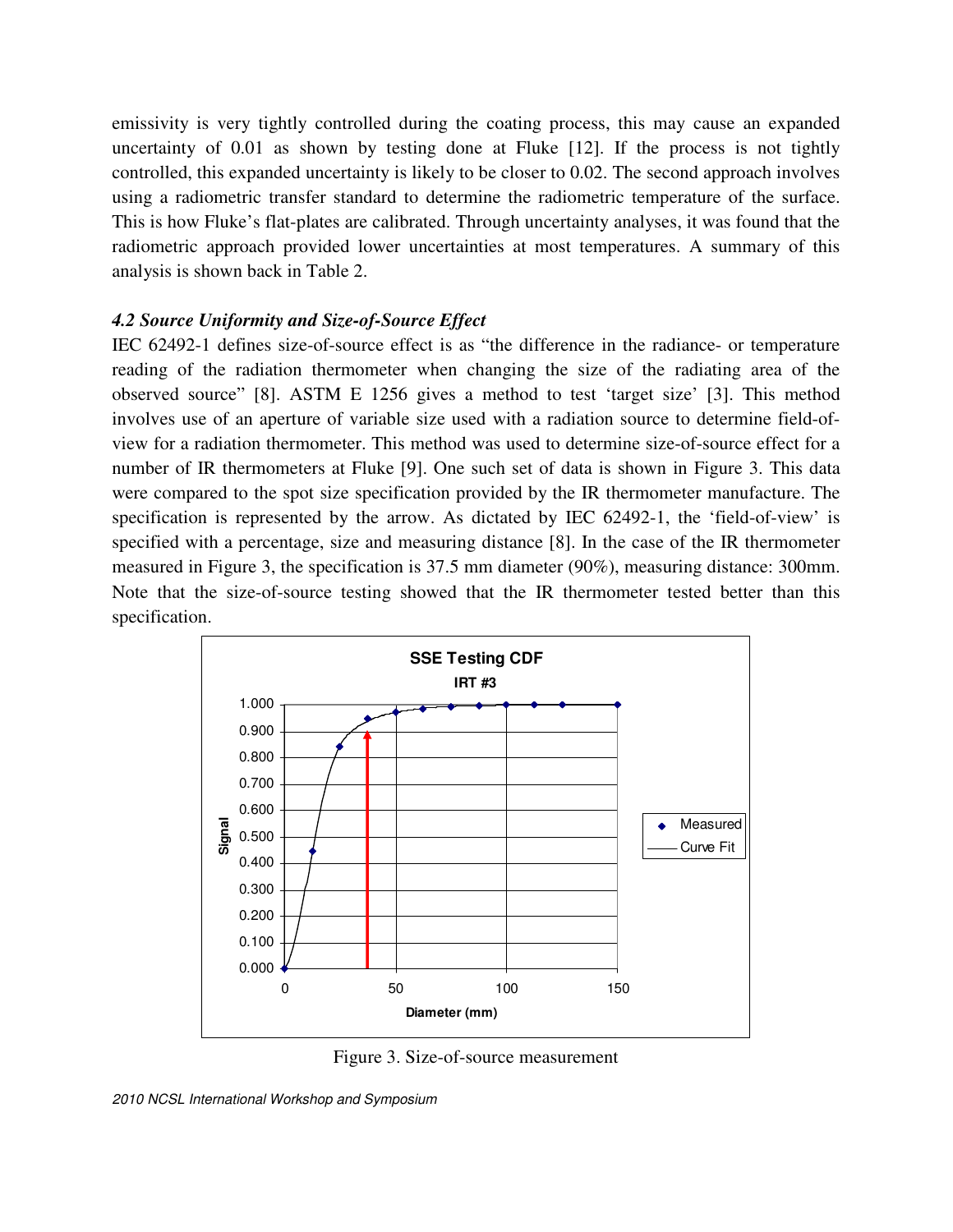emissivity is very tightly controlled during the coating process, this may cause an expanded uncertainty of 0.01 as shown by testing done at Fluke [12]. If the process is not tightly controlled, this expanded uncertainty is likely to be closer to 0.02. The second approach involves using a radiometric transfer standard to determine the radiometric temperature of the surface. This is how Fluke's flat-plates are calibrated. Through uncertainty analyses, it was found that the radiometric approach provided lower uncertainties at most temperatures. A summary of this analysis is shown back in Table 2.

### *4.2 Source Uniformity and Size-of-Source Effect*

IEC 62492-1 defines size-of-source effect is as "the difference in the radiance- or temperature reading of the radiation thermometer when changing the size of the radiating area of the observed source" [8]. ASTM E 1256 gives a method to test 'target size' [3]. This method involves use of an aperture of variable size used with a radiation source to determine field-of-view for a radiation thermometer. This method was used to determine size-of-source effect for a number of IR thermometers at Fluke [9]. One such set of data is shown in Figure 3. This data were compared to the spot size specification provided by the IR thermometer manufacture. The specification is represented by the arrow. As dictated by IEC 62492-1, the 'field-of-view' is specified with a percentage, size and measuring distance [8]. In the case of the IR thermometer measured in Figure 3, the specification is 37.5 mm diameter (90%), measuring distance: 300mm. Note that the size-of-source testing showed that the IR thermometer tested better than this specification.

Figure 3. Size-of-source measurement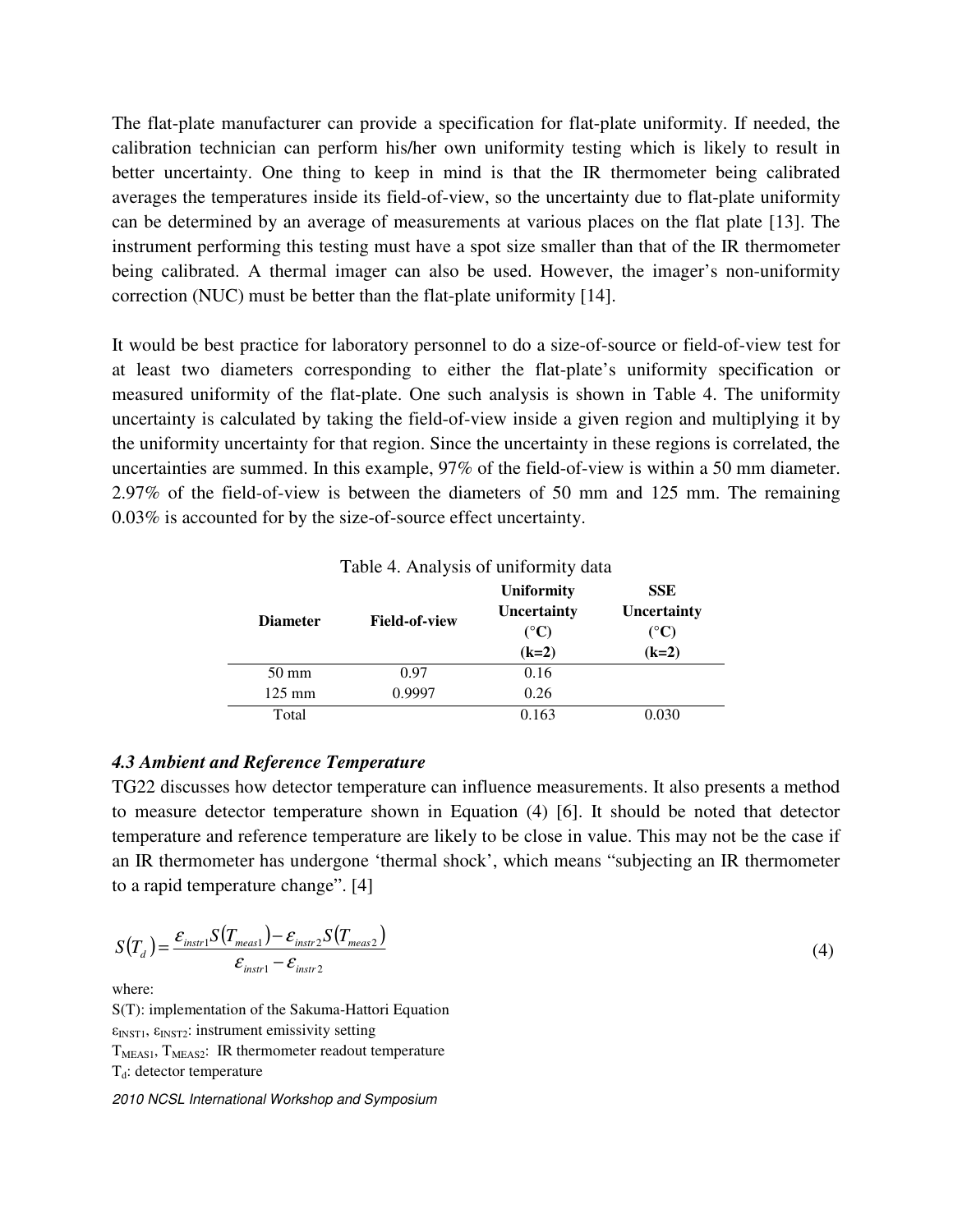The flat-plate manufacturer can provide a specification for flat-plate uniformity. If needed, the calibration technician can perform his/her own uniformity testing which is likely to result in better uncertainty. One thing to keep in mind is that the IR thermometer being calibrated averages the temperatures inside its field-of-view, so the uncertainty due to flat-plate uniformity can be determined by an average of measurements at various places on the flat plate [13]. The instrument performing this testing must have a spot size smaller than that of the IR thermometer being calibrated. A thermal imager can also be used. However, the imager's non-uniformity correction (NUC) must be better than the flat-plate uniformity [14].

It would be best practice for laboratory personnel to do a size-of-source or field-of-view test for at least two diameters corresponding to either the flat-plate's uniformity specification or measured uniformity of the flat-plate. One such analysis is shown in Table 4. The uniformity uncertainty is calculated by taking the field-of-view inside a given region and multiplying it by the uniformity uncertainty for that region. Since the uncertainty in these regions is correlated, the uncertainties are summed. In this example, 97% of the field-of-view is within a 50 mm diameter. 2.97% of the field-of-view is between the diameters of 50 mm and 125 mm. The remaining 0.03% is accounted for by the size-of-source effect uncertainty.

Table 4. Analysis of uniformity data

| Diameter | Field-of-view | Uniformity Uncertainty (°C) (k=2) | SSE Uncertainty (°C) (k=2) |
|---|---|---|---|
| 50 mm | 0.97 | 0.16 | |
| 125 mm | 0.9997 | 0.26 | |
| Total | | 0.163 | 0.030 |

### *4.3 Ambient and Reference Temperature*

TG22 discusses how detector temperature can influence measurements. It also presents a method to measure detector temperature shown in Equation (4) [6]. It should be noted that detector temperature and reference temperature are likely to be close in value. This may not be the case if an IR thermometer has undergone 'thermal shock', which means "subjecting an IR thermometer to a rapid temperature change". [4]

$$S(T_d) = \frac{\varepsilon_{instr1} S(T_{meas1}) - \varepsilon_{instr2} S(T_{meas2})}{\varepsilon_{instr1} - \varepsilon_{instr2}} \tag{4}$$

where:

$S(T)$: implementation of the Sakuma-Hattori Equation

$\varepsilon_{INST1}$, $\varepsilon_{INST2}$: instrument emissivity setting

$T_{MEAS1}$, $T_{MEAS2}$: IR thermometer readout temperature

$T_d$: detector temperature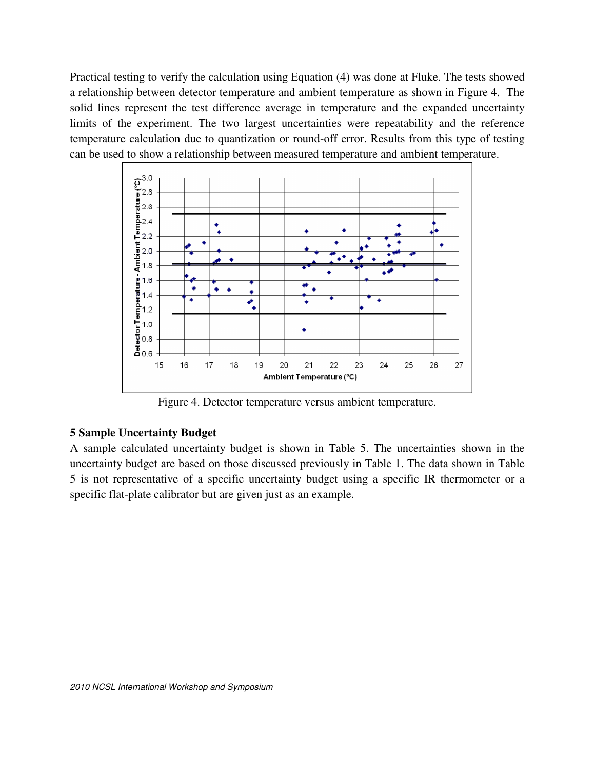Practical testing to verify the calculation using Equation (4) was done at Fluke. The tests showed a relationship between detector temperature and ambient temperature as shown in Figure 4. The solid lines represent the test difference average in temperature and the expanded uncertainty limits of the experiment. The two largest uncertainties were repeatability and the reference temperature calculation due to quantization or round-off error. Results from this type of testing can be used to show a relationship between measured temperature and ambient temperature.

Figure 4. Detector temperature versus ambient temperature.

## 5 Sample Uncertainty Budget

A sample calculated uncertainty budget is shown in Table 5. The uncertainties shown in the uncertainty budget are based on those discussed previously in Table 1. The data shown in Table 5 is not representative of a specific uncertainty budget using a specific IR thermometer or a specific flat-plate calibrator but are given just as an example.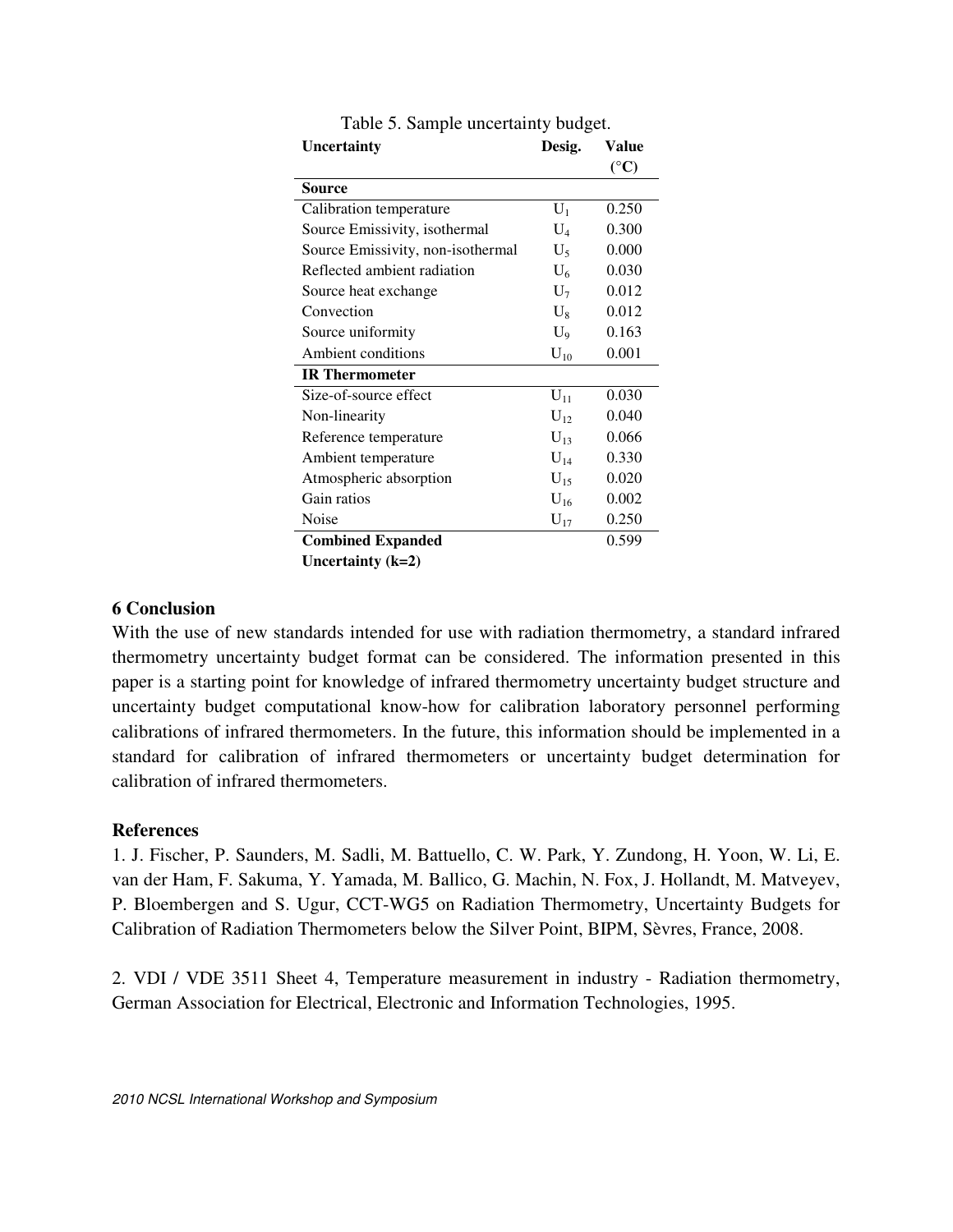Table 5. Sample uncertainty budget.

| Uncertainty | Desig. | Value (°C) |
|---|---|---|
| **Source** | | |
| Calibration temperature | $U_1$ | 0.250 |
| Source Emissivity, isothermal | $U_4$ | 0.300 |
| Source Emissivity, non-isothermal | $U_5$ | 0.000 |
| Reflected ambient radiation | $U_6$ | 0.030 |
| Source heat exchange | $U_7$ | 0.012 |
| Convection | $U_8$ | 0.012 |
| Source uniformity | $U_9$ | 0.163 |
| Ambient conditions | $U_{10}$ | 0.001 |
| **IR Thermometer** | | |
| Size-of-source effect | $U_{11}$ | 0.030 |
| Non-linearity | $U_{12}$ | 0.040 |
| Reference temperature | $U_{13}$ | 0.066 |
| Ambient temperature | $U_{14}$ | 0.330 |
| Atmospheric absorption | $U_{15}$ | 0.020 |
| Gain ratios | $U_{16}$ | 0.002 |
| Noise | $U_{17}$ | 0.250 |
| **Combined Expanded Uncertainty (k=2)** | | 0.599 |

## 6 Conclusion

With the use of new standards intended for use with radiation thermometry, a standard infrared thermometry uncertainty budget format can be considered. The information presented in this paper is a starting point for knowledge of infrared thermometry uncertainty budget structure and uncertainty budget computational know-how for calibration laboratory personnel performing calibrations of infrared thermometers. In the future, this information should be implemented in a standard for calibration of infrared thermometers or uncertainty budget determination for calibration of infrared thermometers.

## References

1. J. Fischer, P. Saunders, M. Sadli, M. Battuello, C. W. Park, Y. Zundong, H. Yoon, W. Li, E. van der Ham, F. Sakuma, Y. Yamada, M. Ballico, G. Machin, N. Fox, J. Hollandt, M. Matveyev, P. Bloembergen and S. Ugur, CCT-WG5 on Radiation Thermometry, Uncertainty Budgets for Calibration of Radiation Thermometers below the Silver Point, BIPM, Sèvres, France, 2008.

2. VDI / VDE 3511 Sheet 4, Temperature measurement in industry - Radiation thermometry, German Association for Electrical, Electronic and Information Technologies, 1995.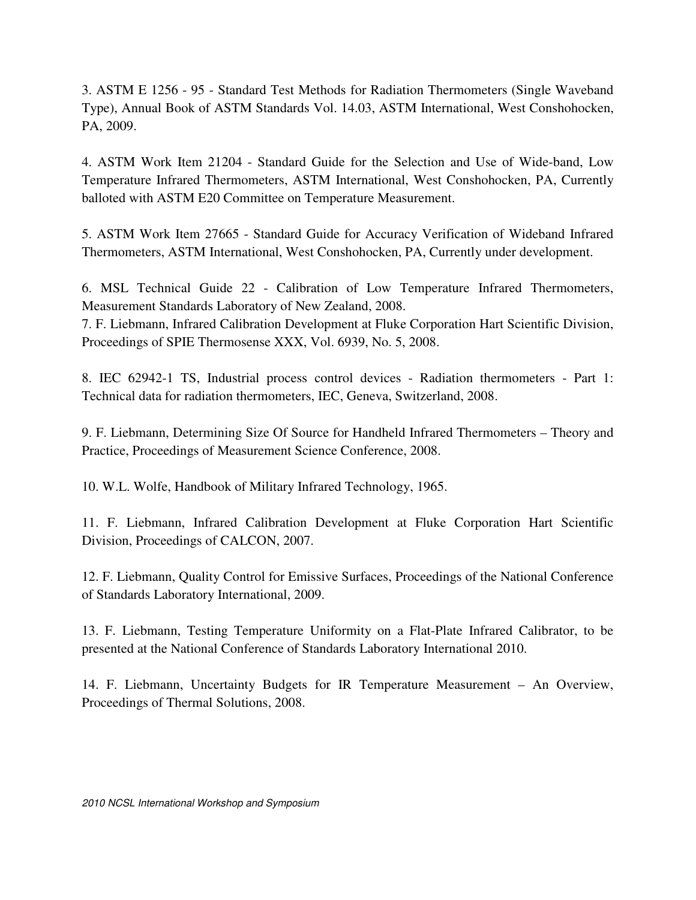3. ASTM E 1256 - 95 - Standard Test Methods for Radiation Thermometers (Single Waveband Type), Annual Book of ASTM Standards Vol. 14.03, ASTM International, West Conshohocken, PA, 2009.

4. ASTM Work Item 21204 - Standard Guide for the Selection and Use of Wide-band, Low Temperature Infrared Thermometers, ASTM International, West Conshohocken, PA, Currently balloted with ASTM E20 Committee on Temperature Measurement.

5. ASTM Work Item 27665 - Standard Guide for Accuracy Verification of Wideband Infrared Thermometers, ASTM International, West Conshohocken, PA, Currently under development.

6. MSL Technical Guide 22 - Calibration of Low Temperature Infrared Thermometers, Measurement Standards Laboratory of New Zealand, 2008.

7. F. Liebmann, Infrared Calibration Development at Fluke Corporation Hart Scientific Division, Proceedings of SPIE Thermosense XXX, Vol. 6939, No. 5, 2008.

8. IEC 62942-1 TS, Industrial process control devices - Radiation thermometers - Part 1: Technical data for radiation thermometers, IEC, Geneva, Switzerland, 2008.

9. F. Liebmann, Determining Size Of Source for Handheld Infrared Thermometers – Theory and Practice, Proceedings of Measurement Science Conference, 2008.

10. W.L. Wolfe, Handbook of Military Infrared Technology, 1965.

11. F. Liebmann, Infrared Calibration Development at Fluke Corporation Hart Scientific Division, Proceedings of CALCON, 2007.

12. F. Liebmann, Quality Control for Emissive Surfaces, Proceedings of the National Conference of Standards Laboratory International, 2009.

13. F. Liebmann, Testing Temperature Uniformity on a Flat-Plate Infrared Calibrator, to be presented at the National Conference of Standards Laboratory International 2010.

14. F. Liebmann, Uncertainty Budgets for IR Temperature Measurement – An Overview, Proceedings of Thermal Solutions, 2008.